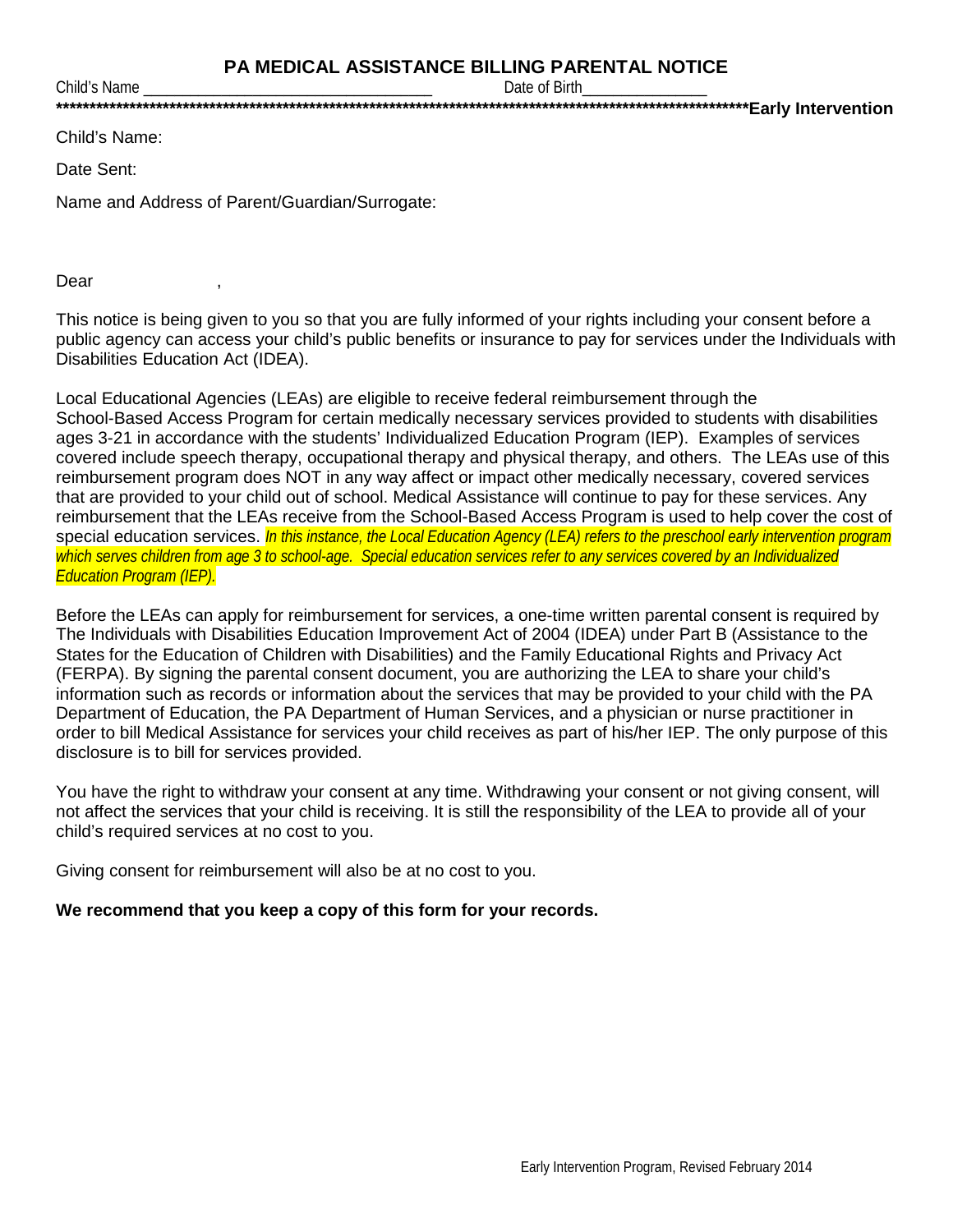# PA MEDICAL ASSISTANCE BILLING PARENTAL NOTICE

Child's Name ________________________________ Date of Birth______________

*****************************************************************************************************Early Intervention**

Child's Name:

Date Sent:

Name and Address of Parent/Guardian/Surrogate:

Dear ,

This notice is being given to you so that you are fully informed of your rights including your consent before a public agency can access your child's public benefits or insurance to pay for services under the Individuals with Disabilities Education Act (IDEA).

Local Educational Agencies (LEAs) are eligible to receive federal reimbursement through the School-Based Access Program for certain medically necessary services provided to students with disabilities ages 3-21 in accordance with the students' Individualized Education Program (IEP). Examples of services covered include speech therapy, occupational therapy and physical therapy, and others. The LEAs use of this reimbursement program does NOT in any way affect or impact other medically necessary, covered services that are provided to your child out of school. Medical Assistance will continue to pay for these services. Any reimbursement that the LEAs receive from the School-Based Access Program is used to help cover the cost of special education services. *In this instance, the Local Education Agency (LEA) refers to the preschool early intervention program which serves children from age 3 to school-age. Special education services refer to any services covered by an Individualized Education Program (IEP).*

Before the LEAs can apply for reimbursement for services, a one-time written parental consent is required by The Individuals with Disabilities Education Improvement Act of 2004 (IDEA) under Part B (Assistance to the States for the Education of Children with Disabilities) and the Family Educational Rights and Privacy Act (FERPA). By signing the parental consent document, you are authorizing the LEA to share your child's information such as records or information about the services that may be provided to your child with the PA Department of Education, the PA Department of Human Services, and a physician or nurse practitioner in order to bill Medical Assistance for services your child receives as part of his/her IEP. The only purpose of this disclosure is to bill for services provided.

You have the right to withdraw your consent at any time. Withdrawing your consent or not giving consent, will not affect the services that your child is receiving. It is still the responsibility of the LEA to provide all of your child's required services at no cost to you.

Giving consent for reimbursement will also be at no cost to you.

**We recommend that you keep a copy of this form for your records.**

Early Intervention Program, Revised February 2014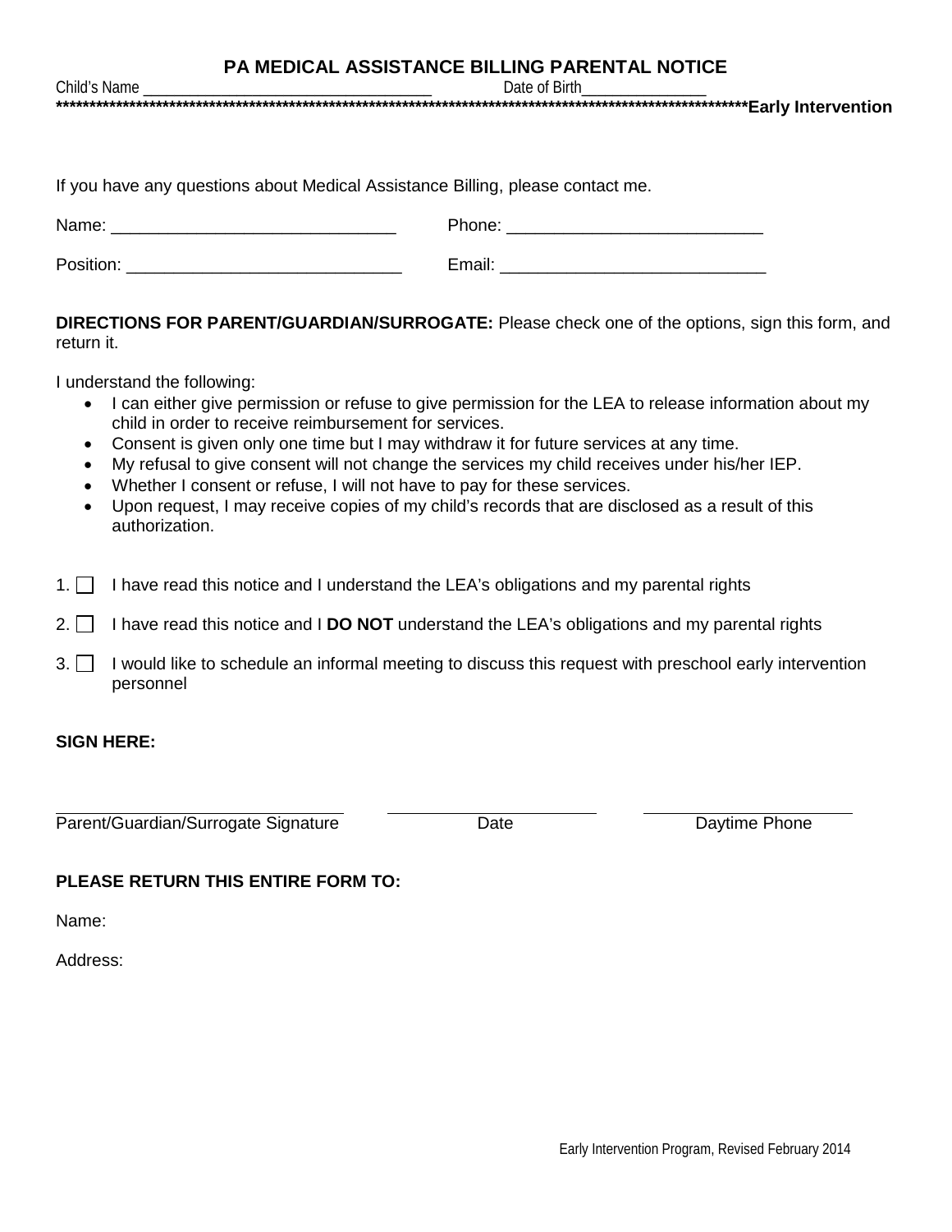# PA MEDICAL ASSISTANCE BILLING PARENTAL NOTICE

Child's Name ___________________________________ Date of Birth_______________

****************************************************************************************************************Early Intervention**

If you have any questions about Medical Assistance Billing, please contact me.

Name: ______________________________ Phone: ___________________________

Position: _____________________________ Email: ____________________________

**DIRECTIONS FOR PARENT/GUARDIAN/SURROGATE:** Please check one of the options, sign this form, and return it.

I understand the following:

- I can either give permission or refuse to give permission for the LEA to release information about my child in order to receive reimbursement for services.
- Consent is given only one time but I may withdraw it for future services at any time.
- My refusal to give consent will not change the services my child receives under his/her IEP.
- Whether I consent or refuse, I will not have to pay for these services.
- Upon request, I may receive copies of my child's records that are disclosed as a result of this authorization.

1. ☐ I have read this notice and I understand the LEA's obligations and my parental rights

2. ☐ I have read this notice and I **DO NOT** understand the LEA's obligations and my parental rights

3. ☐ I would like to schedule an informal meeting to discuss this request with preschool early intervention personnel

**SIGN HERE:**

______________________________ ______________________ ______________________
Parent/Guardian/Surrogate Signature Date Daytime Phone

**PLEASE RETURN THIS ENTIRE FORM TO:**

Name:

Address:

Early Intervention Program, Revised February 2014